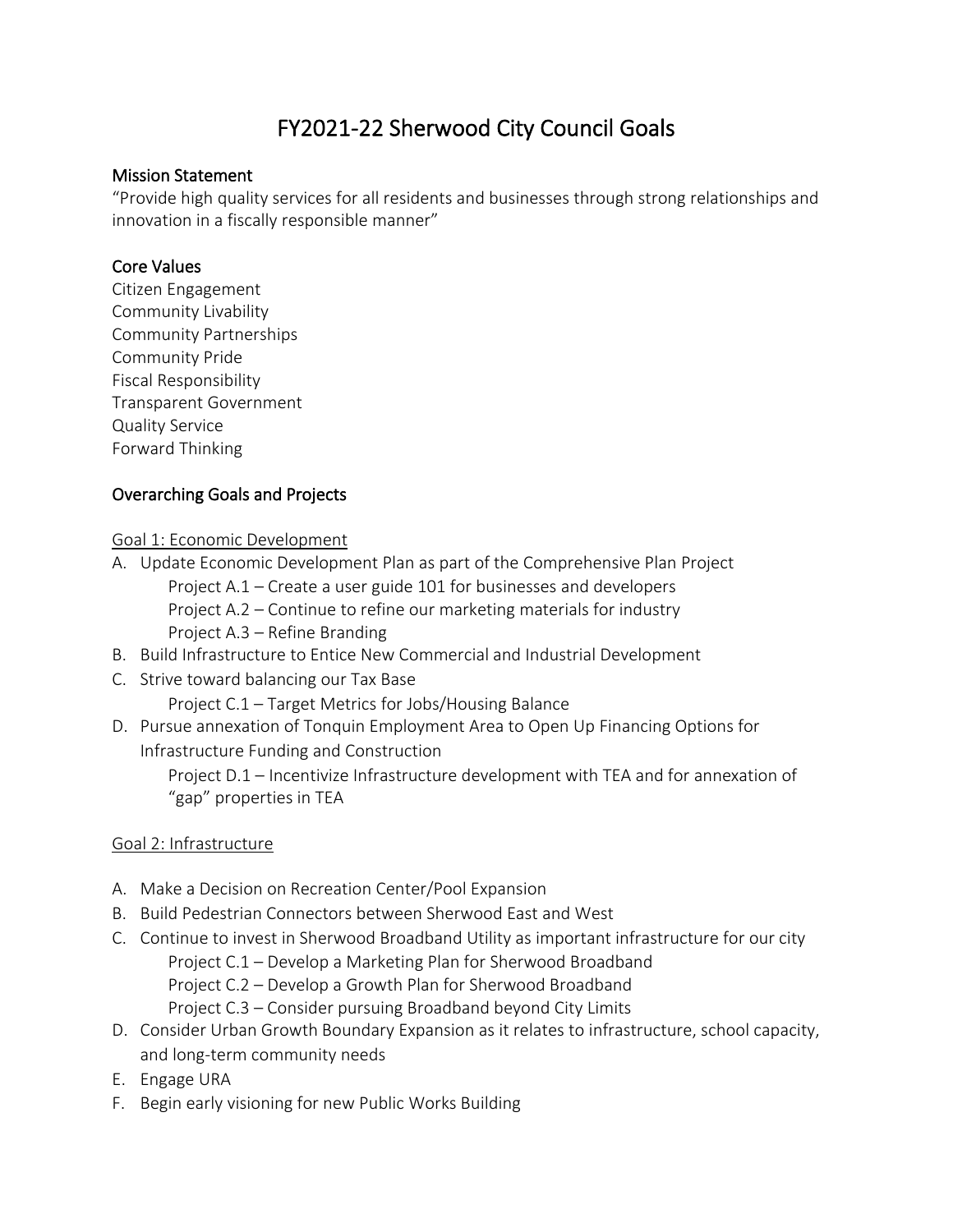# FY2021-22 Sherwood City Council Goals

## Mission Statement

"Provide high quality services for all residents and businesses through strong relationships and innovation in a fiscally responsible manner"

## Core Values

Citizen Engagement
Community Livability
Community Partnerships
Community Pride
Fiscal Responsibility
Transparent Government
Quality Service
Forward Thinking

## Overarching Goals and Projects

### Goal 1: Economic Development

A. Update Economic Development Plan as part of the Comprehensive Plan Project
   - Project A.1 – Create a user guide 101 for businesses and developers
   - Project A.2 – Continue to refine our marketing materials for industry
   - Project A.3 – Refine Branding

B. Build Infrastructure to Entice New Commercial and Industrial Development

C. Strive toward balancing our Tax Base
   - Project C.1 – Target Metrics for Jobs/Housing Balance

D. Pursue annexation of Tonquin Employment Area to Open Up Financing Options for Infrastructure Funding and Construction
   - Project D.1 – Incentivize Infrastructure development with TEA and for annexation of "gap" properties in TEA

### Goal 2: Infrastructure

A. Make a Decision on Recreation Center/Pool Expansion

B. Build Pedestrian Connectors between Sherwood East and West

C. Continue to invest in Sherwood Broadband Utility as important infrastructure for our city
   - Project C.1 – Develop a Marketing Plan for Sherwood Broadband
   - Project C.2 – Develop a Growth Plan for Sherwood Broadband
   - Project C.3 – Consider pursuing Broadband beyond City Limits

D. Consider Urban Growth Boundary Expansion as it relates to infrastructure, school capacity, and long-term community needs

E. Engage URA

F. Begin early visioning for new Public Works Building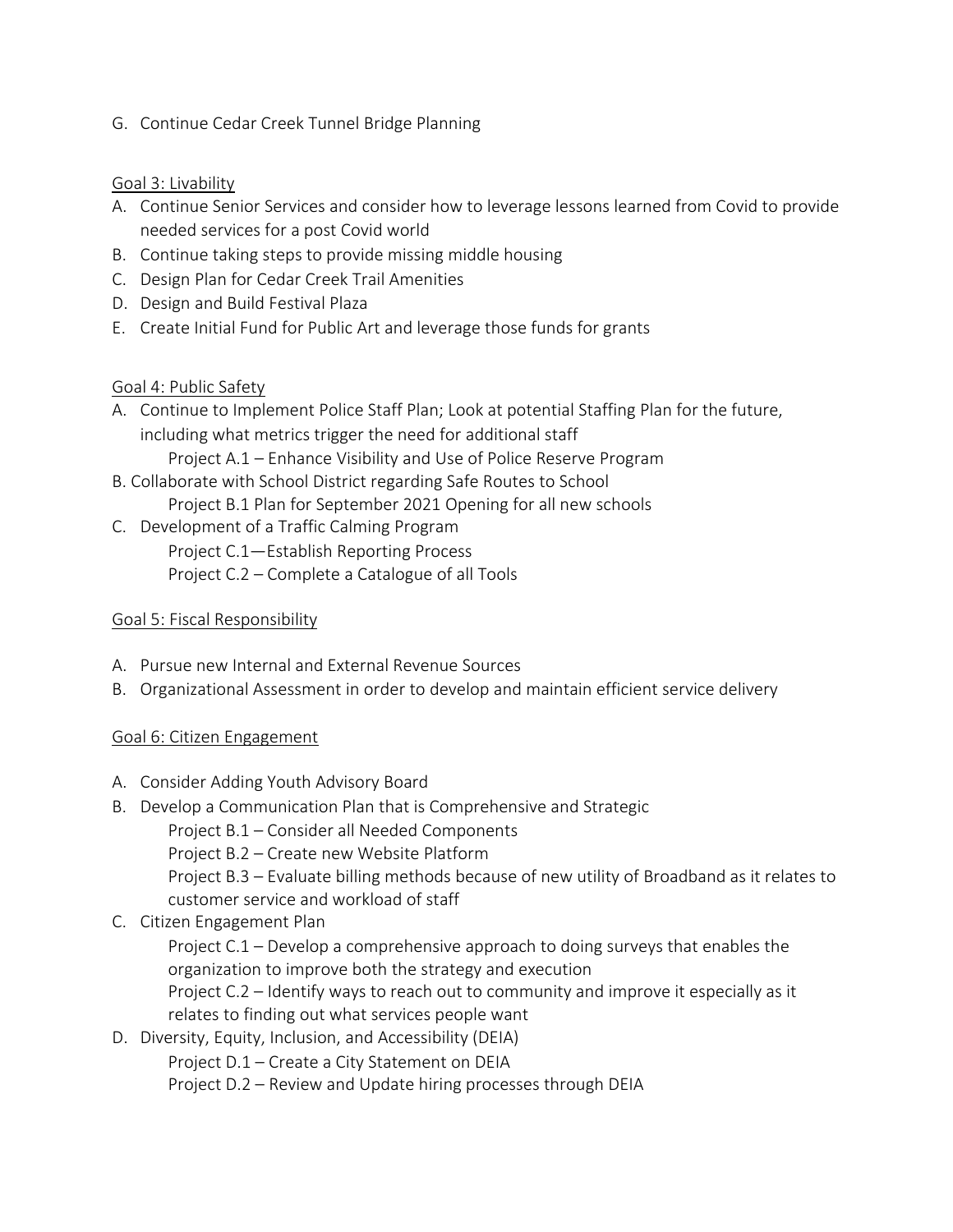G. Continue Cedar Creek Tunnel Bridge Planning

<u>Goal 3: Livability</u>

A. Continue Senior Services and consider how to leverage lessons learned from Covid to provide needed services for a post Covid world
B. Continue taking steps to provide missing middle housing
C. Design Plan for Cedar Creek Trail Amenities
D. Design and Build Festival Plaza
E. Create Initial Fund for Public Art and leverage those funds for grants

<u>Goal 4: Public Safety</u>

A. Continue to Implement Police Staff Plan; Look at potential Staffing Plan for the future, including what metrics trigger the need for additional staff
   - Project A.1 – Enhance Visibility and Use of Police Reserve Program

B. Collaborate with School District regarding Safe Routes to School
   - Project B.1 Plan for September 2021 Opening for all new schools

C. Development of a Traffic Calming Program
   - Project C.1—Establish Reporting Process
   - Project C.2 – Complete a Catalogue of all Tools

<u>Goal 5: Fiscal Responsibility</u>

A. Pursue new Internal and External Revenue Sources
B. Organizational Assessment in order to develop and maintain efficient service delivery

<u>Goal 6: Citizen Engagement</u>

A. Consider Adding Youth Advisory Board
B. Develop a Communication Plan that is Comprehensive and Strategic
   - Project B.1 – Consider all Needed Components
   - Project B.2 – Create new Website Platform
   - Project B.3 – Evaluate billing methods because of new utility of Broadband as it relates to customer service and workload of staff

C. Citizen Engagement Plan
   - Project C.1 – Develop a comprehensive approach to doing surveys that enables the organization to improve both the strategy and execution
   - Project C.2 – Identify ways to reach out to community and improve it especially as it relates to finding out what services people want

D. Diversity, Equity, Inclusion, and Accessibility (DEIA)
   - Project D.1 – Create a City Statement on DEIA
   - Project D.2 – Review and Update hiring processes through DEIA